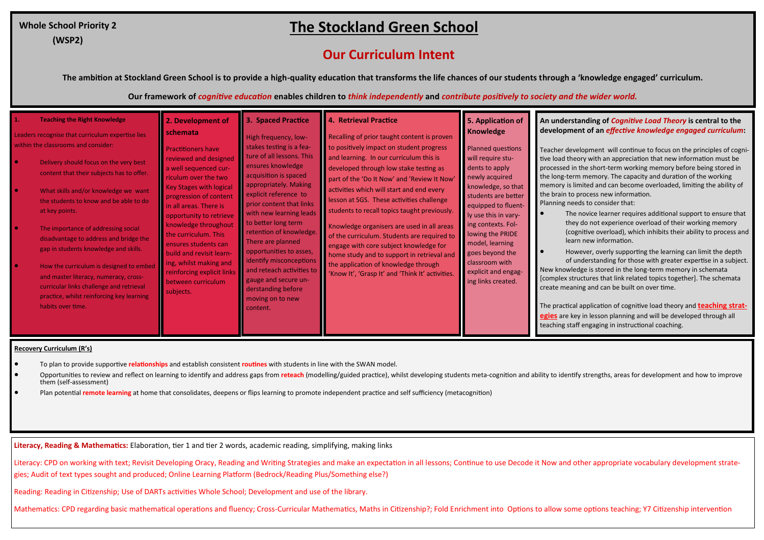**Whole School Priority 2 (WSP2)**

# The Stockland Green School

## Our Curriculum Intent

**The ambition at Stockland Green School is to provide a high-quality education that transforms the life chances of our students through a 'knowledge engaged' curriculum.**

**Our framework of *cognitive education* enables children to *think independently* and *contribute positively to society and the wider world.***

### 1. Teaching the Right Knowledge

Leaders recognise that curriculum expertise lies within the classrooms and consider:

- Delivery should focus on the very best content that their subjects has to offer.
- What skills and/or knowledge we want the students to know and be able to do at key points.
- The importance of addressing social disadvantage to address and bridge the gap in students knowledge and skills.
- How the curriculum is designed to embed and master literacy, numeracy, cross-curricular links challenge and retrieval practice, whilst reinforcing key learning habits over time.

### 2. Development of schemata

Practitioners have reviewed and designed a well sequenced curriculum over the two Key Stages with logical progression of content in all areas. There is opportunity to retrieve knowledge throughout the curriculum. This ensures students can build and revisit learning, whilst making and reinforcing explicit links between curriculum subjects.

### 3. Spaced Practice

High frequency, low-stakes testing is a feature of all lessons. This ensures knowledge acquisition is spaced appropriately. Making explicit reference to prior content that links with new learning leads to better long term retention of knowledge. There are planned opportunities to asses, identify misconceptions and reteach activities to gauge and secure understanding before moving on to new content.

### 4. Retrieval Practice

Recalling of prior taught content is proven to positively impact on student progress and learning. In our curriculum this is developed through low stake testing as part of the 'Do It Now' and 'Review It Now' activities which will start and end every lesson at SGS. These activities challenge students to recall topics taught previously.

Knowledge organisers are used in all areas of the curriculum. Students are required to engage with core subject knowledge for home study and to support in retrieval and the application of knowledge through 'Know It', 'Grasp It' and 'Think It' activities.

### 5. Application of Knowledge

Planned questions will require students to apply newly acquired knowledge, so that students are better equipped to fluently use this in varying contexts. Following the PRIDE model, learning goes beyond the classroom with explicit and engaging links created.

### An understanding of *Cognitive Load Theory* is central to the development of an *effective knowledge engaged curriculum*:

Teacher development will continue to focus on the principles of cognitive load theory with an appreciation that new information must be processed in the short-term working memory before being stored in the long-term memory. The capacity and duration of the working memory is limited and can become overloaded, limiting the ability of the brain to process new information.
Planning needs to consider that:

- The novice learner requires additional support to ensure that they do not experience overload of their working memory (cognitive overload), which inhibits their ability to process and learn new information.
- However, overly supporting the learning can limit the depth of understanding for those with greater expertise in a subject.

New knowledge is stored in the long-term memory in schemata [complex structures that link related topics together]. The schemata create meaning and can be built on over time.

The practical application of cognitive load theory and **teaching strategies** are key in lesson planning and will be developed through all teaching staff engaging in instructional coaching.

### Recovery Curriculum (R's)

- To plan to provide supportive **relationships** and establish consistent **routines** with students in line with the SWAN model.
- Opportunities to review and reflect on learning to identify and address gaps from **reteach** (modelling/guided practice), whilst developing students meta-cognition and ability to identify strengths, areas for development and how to improve them (self-assessment)
- Plan potential **remote learning** at home that consolidates, deepens or flips learning to promote independent practice and self sufficiency (metacognition)

**Literacy, Reading & Mathematics:** Elaboration, tier 1 and tier 2 words, academic reading, simplifying, making links

Literacy: CPD on working with text; Revisit Developing Oracy, Reading and Writing Strategies and make an expectation in all lessons; Continue to use Decode it Now and other appropriate vocabulary development strategies; Audit of text types sought and produced; Online Learning Platform (Bedrock/Reading Plus/Something else?)

Reading: Reading in Citizenship; Use of DARTs activities Whole School; Development and use of the library.

Mathematics: CPD regarding basic mathematical operations and fluency; Cross-Curricular Mathematics, Maths in Citizenship?; Fold Enrichment into Options to allow some options teaching; Y7 Citizenship intervention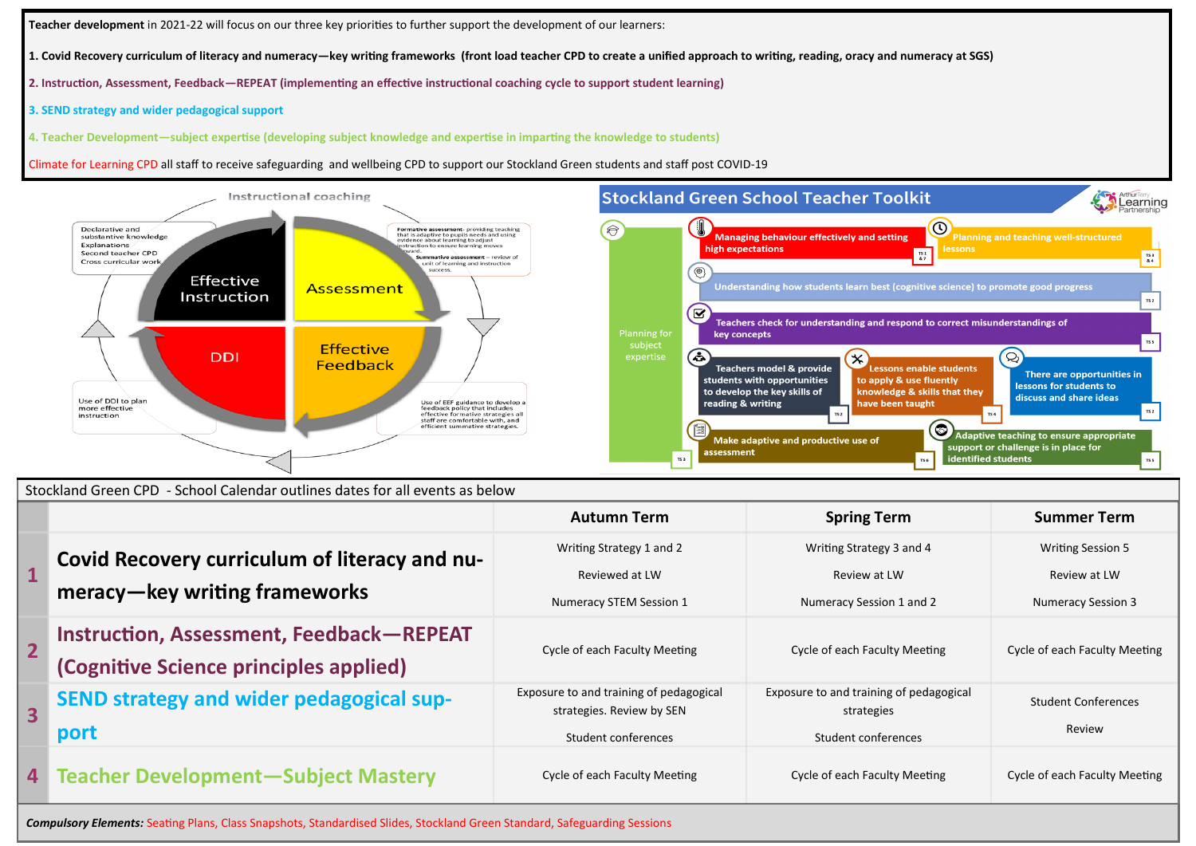**Teacher development** in 2021-22 will focus on our three key priorities to further support the development of our learners:

**1. Covid Recovery curriculum of literacy and numeracy—key writing frameworks (front load teacher CPD to create a unified approach to writing, reading, oracy and numeracy at SGS)**

**2. Instruction, Assessment, Feedback—REPEAT (implementing an effective instructional coaching cycle to support student learning)**

**3. SEND strategy and wider pedagogical support**

**4. Teacher Development—subject expertise (developing subject knowledge and expertise in imparting the knowledge to students)**

Climate for Learning CPD all staff to receive safeguarding and wellbeing CPD to support our Stockland Green students and staff post COVID-19

Instructional coaching

Declarative and substantive knowledge
Explanations
Second teacher CPD
Cross curricular work

Effective Instruction

Assessment

Formative assessment- providing teaching that is adaptive to pupils needs and using evidence about learning to adjust instruction to ensure learning moves forward.
Summative assessment – review of unit of learning and instruction success.

DDI

Effective Feedback

Use of DDI to plan more effective instruction

Use of EEF guidance to develop a feedback policy that includes effective formative strategies all staff are comfortable with, and efficient summative strategies.

## Stockland Green School Teacher Toolkit

Arthur Terry Learning Partnership

Planning for subject expertise

Managing behaviour effectively and setting high expectations (TS 1 & 7)

Planning and teaching well-structured lessons (TS 3 & 4)

Understanding how students learn best (cognitive science) to promote good progress (TS 2)

Teachers check for understanding and respond to correct misunderstandings of key concepts (TS 5)

Teachers model & provide students with opportunities to develop the key skills of reading & writing (TS 2)

Lessons enable students to apply & use fluently knowledge & skills that they have been taught (TS 4)

There are opportunities in lessons for students to discuss and share ideas (TS 2)

Make adaptive and productive use of assessment (TS 6)

Adaptive teaching to ensure appropriate support or challenge is in place for identified students (TS 5)

TS 3

Stockland Green CPD - School Calendar outlines dates for all events as below

| | | Autumn Term | Spring Term | Summer Term |
|---|---|---|---|---|
| 1 | **Covid Recovery curriculum of literacy and numeracy—key writing frameworks** | Writing Strategy 1 and 2<br>Reviewed at LW<br>Numeracy STEM Session 1 | Writing Strategy 3 and 4<br>Review at LW<br>Numeracy Session 1 and 2 | Writing Session 5<br>Review at LW<br>Numeracy Session 3 |
| 2 | **Instruction, Assessment, Feedback—REPEAT (Cognitive Science principles applied)** | Cycle of each Faculty Meeting | Cycle of each Faculty Meeting | Cycle of each Faculty Meeting |
| 3 | **SEND strategy and wider pedagogical support** | Exposure to and training of pedagogical strategies. Review by SEN<br>Student conferences | Exposure to and training of pedagogical strategies<br>Student conferences | Student Conferences<br>Review |
| 4 | **Teacher Development—Subject Mastery** | Cycle of each Faculty Meeting | Cycle of each Faculty Meeting | Cycle of each Faculty Meeting |

***Compulsory Elements:*** Seating Plans, Class Snapshots, Standardised Slides, Stockland Green Standard, Safeguarding Sessions